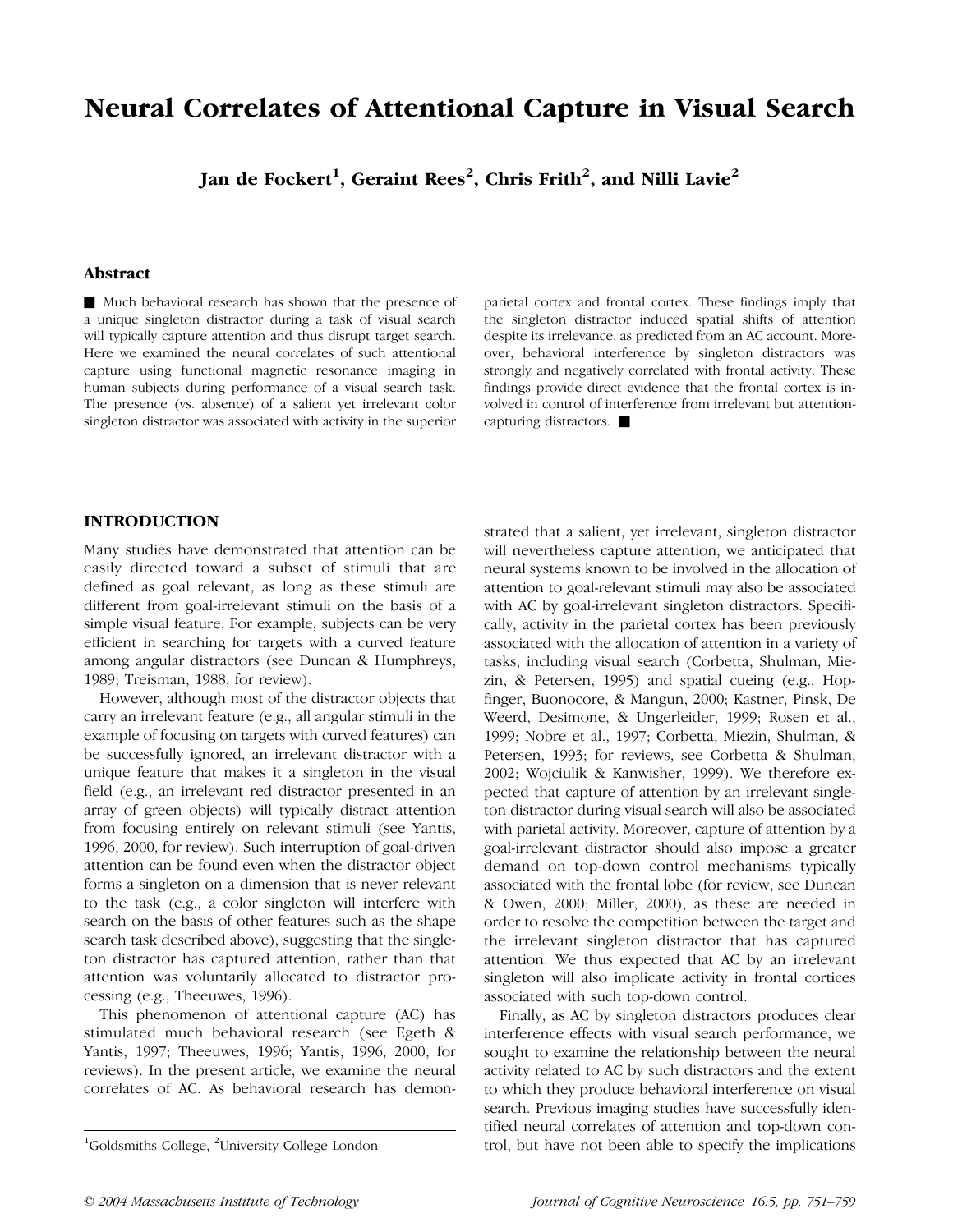# Neural Correlates of Attentional Capture in Visual Search

**Jan de Fockert[1], Geraint Rees[2], Chris Frith[2], and Nilli Lavie[2]**

## Abstract

■ Much behavioral research has shown that the presence of a unique singleton distractor during a task of visual search will typically capture attention and thus disrupt target search. Here we examined the neural correlates of such attentional capture using functional magnetic resonance imaging in human subjects during performance of a visual search task. The presence (vs. absence) of a salient yet irrelevant color singleton distractor was associated with activity in the superior parietal cortex and frontal cortex. These findings imply that the singleton distractor induced spatial shifts of attention despite its irrelevance, as predicted from an AC account. Moreover, behavioral interference by singleton distractors was strongly and negatively correlated with frontal activity. These findings provide direct evidence that the frontal cortex is involved in control of interference from irrelevant but attention-capturing distractors. ■

## INTRODUCTION

Many studies have demonstrated that attention can be easily directed toward a subset of stimuli that are defined as goal relevant, as long as these stimuli are different from goal-irrelevant stimuli on the basis of a simple visual feature. For example, subjects can be very efficient in searching for targets with a curved feature among angular distractors (see Duncan & Humphreys, 1989; Treisman, 1988, for review).

However, although most of the distractor objects that carry an irrelevant feature (e.g., all angular stimuli in the example of focusing on targets with curved features) can be successfully ignored, an irrelevant distractor with a unique feature that makes it a singleton in the visual field (e.g., an irrelevant red distractor presented in an array of green objects) will typically distract attention from focusing entirely on relevant stimuli (see Yantis, 1996, 2000, for review). Such interruption of goal-driven attention can be found even when the distractor object forms a singleton on a dimension that is never relevant to the task (e.g., a color singleton will interfere with search on the basis of other features such as the shape search task described above), suggesting that the singleton distractor has captured attention, rather than that attention was voluntarily allocated to distractor processing (e.g., Theeuwes, 1996).

This phenomenon of attentional capture (AC) has stimulated much behavioral research (see Egeth & Yantis, 1997; Theeuwes, 1996; Yantis, 1996, 2000, for reviews). In the present article, we examine the neural correlates of AC. As behavioral research has demonstrated that a salient, yet irrelevant, singleton distractor will nevertheless capture attention, we anticipated that neural systems known to be involved in the allocation of attention to goal-relevant stimuli may also be associated with AC by goal-irrelevant singleton distractors. Specifically, activity in the parietal cortex has been previously associated with the allocation of attention in a variety of tasks, including visual search (Corbetta, Shulman, Miezin, & Petersen, 1995) and spatial cueing (e.g., Hopfinger, Buonocore, & Mangun, 2000; Kastner, Pinsk, De Weerd, Desimone, & Ungerleider, 1999; Rosen et al., 1999; Nobre et al., 1997; Corbetta, Miezin, Shulman, & Petersen, 1993; for reviews, see Corbetta & Shulman, 2002; Wojciulik & Kanwisher, 1999). We therefore expected that capture of attention by an irrelevant singleton distractor during visual search will also be associated with parietal activity. Moreover, capture of attention by a goal-irrelevant distractor should also impose a greater demand on top-down control mechanisms typically associated with the frontal lobe (for review, see Duncan & Owen, 2000; Miller, 2000), as these are needed in order to resolve the competition between the target and the irrelevant singleton distractor that has captured attention. We thus expected that AC by an irrelevant singleton will also implicate activity in frontal cortices associated with top-down control.

Finally, as AC by singleton distractors produces clear interference effects with visual search performance, we sought to examine the relationship between the neural activity related to AC by such distractors and the extent to which they produce behavioral interference on visual search. Previous imaging studies have successfully identified neural correlates of attention and top-down control, but have not been able to specify the implications

[1]Goldsmiths College, [2]University College London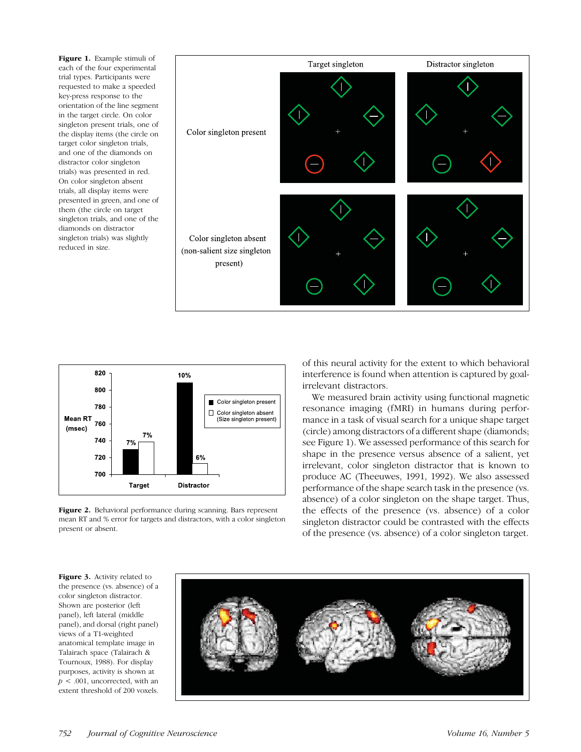**Figure 1.** Example stimuli of each of the four experimental trial types. Participants were requested to make a speeded key-press response to the orientation of the line segment in the target circle. On color singleton present trials, one of the display items (the circle on target color singleton trials, and one of the diamonds on distractor color singleton trials) was presented in red. On color singleton absent trials, all display items were presented in green, and one of them (the circle on target singleton trials, and one of the diamonds on distractor singleton trials) was slightly reduced in size.

**Figure 2.** Behavioral performance during scanning. Bars represent mean RT and % error for targets and distractors, with a color singleton present or absent.

of this neural activity for the extent to which behavioral interference is found when attention is captured by goal-irrelevant distractors.

We measured brain activity using functional magnetic resonance imaging (fMRI) in humans during performance in a task of visual search for a unique shape target (circle) among distractors of a different shape (diamonds; see Figure 1). We assessed performance of this search for shape in the presence versus absence of a salient, yet irrelevant, color singleton distractor that is known to produce AC (Theeuwes, 1991, 1992). We also assessed performance of the shape search task in the presence (vs. absence) of a color singleton on the shape target. Thus, the effects of the presence (vs. absence) of a color singleton distractor could be contrasted with the effects of the presence (vs. absence) of a color singleton target.

**Figure 3.** Activity related to the presence (vs. absence) of a color singleton distractor. Shown are posterior (left panel), left lateral (middle panel), and dorsal (right panel) views of a T1-weighted anatomical template image in Talairach space (Talairach & Tournoux, 1988). For display purposes, activity is shown at $p < .001$, uncorrected, with an extent threshold of 200 voxels.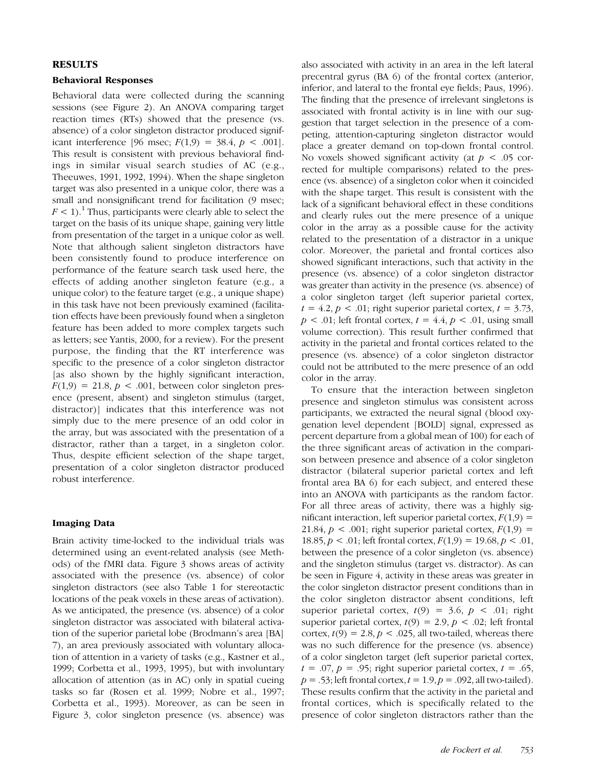## RESULTS

### Behavioral Responses

Behavioral data were collected during the scanning sessions (see Figure 2). An ANOVA comparing target reaction times (RTs) showed that the presence (vs. absence) of a color singleton distractor produced significant interference [96 msec; $F(1,9) = 38.4$, $p < .001$]. This result is consistent with previous behavioral findings in similar visual search studies of AC (e.g., Theeuwes, 1991, 1992, 1994). When the shape singleton target was also presented in a unique color, there was a small and nonsignificant trend for facilitation (9 msec; $F < 1$).[1] Thus, participants were clearly able to select the target on the basis of its unique shape, gaining very little from presentation of the target in a unique color as well. Note that although salient singleton distractors have been consistently found to produce interference on performance of the feature search task used here, the effects of adding another singleton feature (e.g., a unique color) to the feature target (e.g., a unique shape) in this task have not been previously examined (facilitation effects have been previously found when a singleton feature has been added to more complex targets such as letters; see Yantis, 2000, for a review). For the present purpose, the finding that the RT interference was specific to the presence of a color singleton distractor [as also shown by the highly significant interaction, $F(1,9) = 21.8$, $p < .001$, between color singleton presence (present, absent) and singleton stimulus (target, distractor)] indicates that this interference was not simply due to the mere presence of an odd color in the array, but was associated with the presentation of a distractor, rather than a target, in a singleton color. Thus, despite efficient selection of the shape target, presentation of a color singleton distractor produced robust interference.

### Imaging Data

Brain activity time-locked to the individual trials was determined using an event-related analysis (see Methods) of the fMRI data. Figure 3 shows areas of activity associated with the presence (vs. absence) of color singleton distractors (see also Table 1 for stereotactic locations of the peak voxels in these areas of activation). As we anticipated, the presence (vs. absence) of a color singleton distractor was associated with bilateral activation of the superior parietal lobe (Brodmann's area [BA] 7), an area previously associated with voluntary allocation of attention in a variety of tasks (e.g., Kastner et al., 1999; Corbetta et al., 1993, 1995), but with involuntary allocation of attention (as in AC) only in spatial cueing tasks so far (Rosen et al. 1999; Nobre et al., 1997; Corbetta et al., 1993). Moreover, as can be seen in Figure 3, color singleton presence (vs. absence) was also associated with activity in an area in the left lateral precentral gyrus (BA 6) of the frontal cortex (anterior, inferior, and lateral to the frontal eye fields; Paus, 1996). The finding that the presence of irrelevant singletons is associated with frontal activity is in line with our suggestion that target selection in the presence of a competing, attention-capturing singleton distractor would place a greater demand on top-down frontal control. No voxels showed significant activity (at $p < .05$ corrected for multiple comparisons) related to the presence (vs. absence) of a singleton color when it coincided with the shape target. This result is consistent with the lack of a significant behavioral effect in these conditions and clearly rules out the mere presence of a unique color in the array as a possible cause for the activity related to the presentation of a distractor in a unique color. Moreover, the parietal and frontal cortices also showed significant interactions, such that activity in the presence (vs. absence) of a color singleton distractor was greater than activity in the presence (vs. absence) of a color singleton target (left superior parietal cortex, $t = 4.2$, $p < .01$; right superior parietal cortex, $t = 3.73$, $p < .01$; left frontal cortex, $t = 4.4$, $p < .01$, using small volume correction). This result further confirmed that activity in the parietal and frontal cortices related to the presence (vs. absence) of a color singleton distractor could not be attributed to the mere presence of an odd color in the array.

To ensure that the interaction between singleton presence and singleton stimulus was consistent across participants, we extracted the neural signal (blood oxygenation level dependent [BOLD] signal, expressed as percent departure from a global mean of 100) for each of the three significant areas of activation in the comparison between presence and absence of a color singleton distractor (bilateral superior parietal cortex and left frontal area BA 6) for each subject, and entered these into an ANOVA with participants as the random factor. For all three areas of activity, there was a highly significant interaction, left superior parietal cortex, $F(1,9) = 21.84$, $p < .001$; right superior parietal cortex, $F(1,9) = 18.85$, $p < .01$; left frontal cortex, $F(1,9) = 19.68$, $p < .01$, between the presence of a color singleton (vs. absence) and the singleton stimulus (target vs. distractor). As can be seen in Figure 4, activity in these areas was greater in the color singleton distractor present conditions than in the color singleton distractor absent conditions, left superior parietal cortex, $t(9) = 3.6$, $p < .01$; right superior parietal cortex, $t(9) = 2.9$, $p < .02$; left frontal cortex, $t(9) = 2.8$, $p < .025$, all two-tailed, whereas there was no such difference for the presence (vs. absence) of a color singleton target (left superior parietal cortex, $t = .07$, $p = .95$; right superior parietal cortex, $t = .65$, $p = .53$; left frontal cortex, $t = 1.9$, $p = .092$, all two-tailed). These results confirm that the activity in the parietal and frontal cortices, which is specifically related to the presence of color singleton distractors rather than the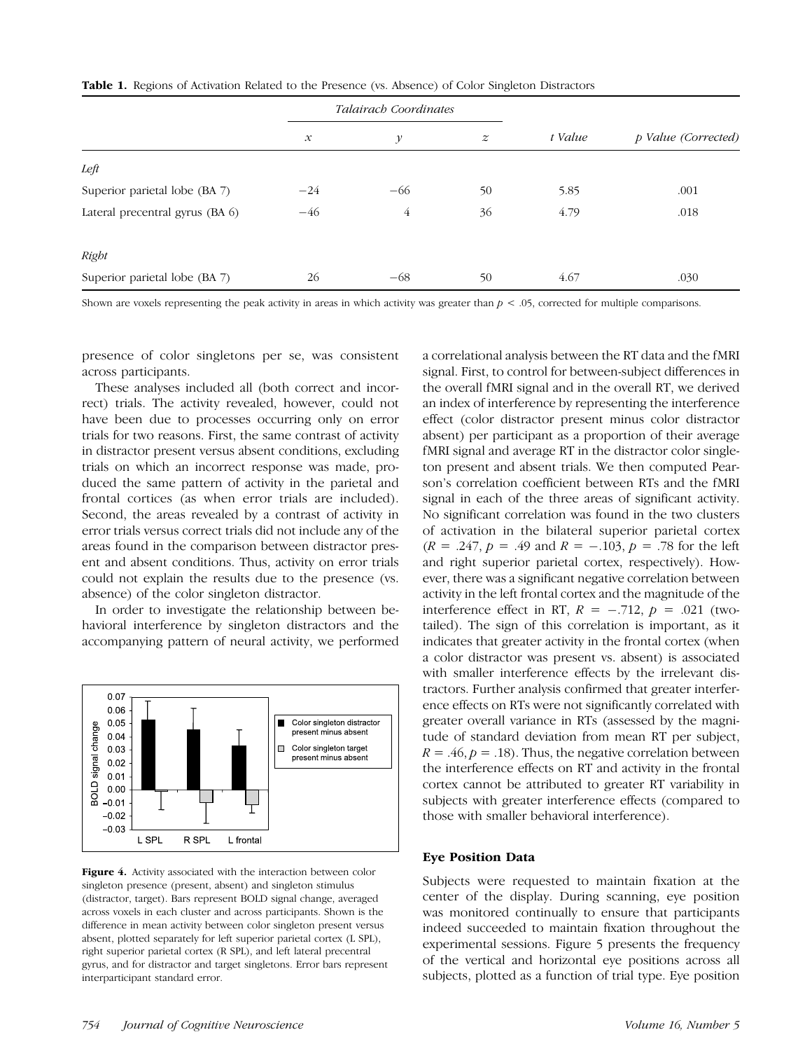**Table 1.** Regions of Activation Related to the Presence (vs. Absence) of Color Singleton Distractors

| | *Talairach Coordinates* | | | | |
|---|---|---|---|---|---|
| | *x* | *y* | *z* | *t Value* | *p Value (Corrected)* |
| *Left* | | | | | |
| Superior parietal lobe (BA 7) | −24 | −66 | 50 | 5.85 | .001 |
| Lateral precentral gyrus (BA 6) | −46 | 4 | 36 | 4.79 | .018 |
| *Right* | | | | | |
| Superior parietal lobe (BA 7) | 26 | −68 | 50 | 4.67 | .030 |

Shown are voxels representing the peak activity in areas in which activity was greater than $p < .05$, corrected for multiple comparisons.

presence of color singletons per se, was consistent across participants.

These analyses included all (both correct and incorrect) trials. The activity revealed, however, could not have been due to processes occurring only on error trials for two reasons. First, the same contrast of activity in distractor present versus absent conditions, excluding trials on which an incorrect response was made, produced the same pattern of activity in the parietal and frontal cortices (as when error trials are included). Second, the areas revealed by a contrast of activity in error trials versus correct trials did not include any of the areas found in the comparison between distractor present and absent conditions. Thus, activity on error trials could not explain the results due to the presence (vs. absence) of the color singleton distractor.

In order to investigate the relationship between behavioral interference by singleton distractors and the accompanying pattern of neural activity, we performed a correlational analysis between the RT data and the fMRI signal. First, to control for between-subject differences in the overall fMRI signal and in the overall RT, we derived an index of interference by representing the interference effect (color distractor present minus color distractor absent) per participant as a proportion of their average fMRI signal and average RT in the distractor color singleton present and absent trials. We then computed Pearson's correlation coefficient between RTs and the fMRI signal in each of the three areas of significant activity. No significant correlation was found in the two clusters of activation in the bilateral superior parietal cortex ($R = .247$, $p = .49$ and $R = -.103$, $p = .78$ for the left and right superior parietal cortex, respectively). However, there was a significant negative correlation between activity in the left frontal cortex and the magnitude of the interference effect in RT, $R = -.712$, $p = .021$ (two-tailed). The sign of this correlation is important, as it indicates that greater activity in the frontal cortex (when a color distractor was present vs. absent) is associated with smaller interference effects by the irrelevant distractors. Further analysis confirmed that greater interference effects on RTs were not significantly correlated with greater overall variance in RTs (assessed by the magnitude of standard deviation from mean RT per subject, $R = .46$, $p = .18$). Thus, the negative correlation between the interference effects on RT and activity in the frontal cortex cannot be attributed to greater RT variability in subjects with greater interference effects (compared to those with smaller behavioral interference).

**Figure 4.** Activity associated with the interaction between color singleton presence (present, absent) and singleton stimulus (distractor, target). Bars represent BOLD signal change, averaged across voxels in each cluster and across participants. Shown is the difference in mean activity between color singleton present versus absent, plotted separately for left superior parietal cortex (L SPL), right superior parietal cortex (R SPL), and left lateral precentral gyrus, and for distractor and target singletons. Error bars represent interparticipant standard error.

### Eye Position Data

Subjects were requested to maintain fixation at the center of the display. During scanning, eye position was monitored continually to ensure that participants indeed succeeded to maintain fixation throughout the experimental sessions. Figure 5 presents the frequency of the vertical and horizontal eye positions across all subjects, plotted as a function of trial type. Eye position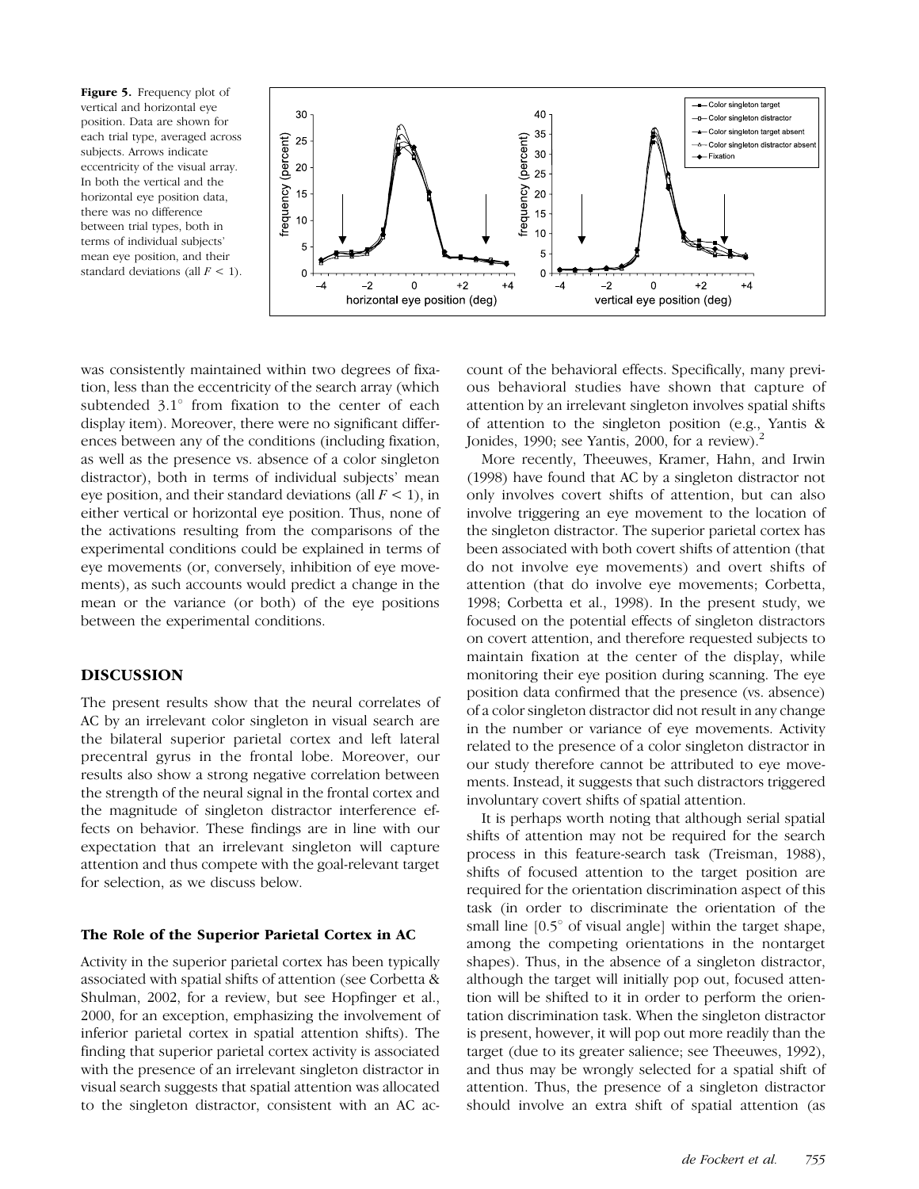**Figure 5.** Frequency plot of vertical and horizontal eye position. Data are shown for each trial type, averaged across subjects. Arrows indicate eccentricity of the visual array. In both the vertical and the horizontal eye position data, there was no difference between trial types, both in terms of individual subjects' mean eye position, and their standard deviations (all $F < 1$).

frequency (percent)
horizontal eye position (deg)
vertical eye position (deg)
Color singleton target
Color singleton distractor
Color singleton target absent
Color singleton distractor absent
Fixation

was consistently maintained within two degrees of fixation, less than the eccentricity of the search array (which subtended 3.1° from fixation to the center of each display item). Moreover, there were no significant differences between any of the conditions (including fixation, as well as the presence vs. absence of a color singleton distractor), both in terms of individual subjects' mean eye position, and their standard deviations (all $F < 1$), in either vertical or horizontal eye position. Thus, none of the activations resulting from the comparisons of the experimental conditions could be explained in terms of eye movements (or, conversely, inhibition of eye movements), as such accounts would predict a change in the mean or the variance (or both) of the eye positions between the experimental conditions.

## DISCUSSION

The present results show that the neural correlates of AC by an irrelevant color singleton in visual search are the bilateral superior parietal cortex and left lateral precentral gyrus in the frontal lobe. Moreover, our results also show a strong negative correlation between the strength of the neural signal in the frontal cortex and the magnitude of singleton distractor interference effects on behavior. These findings are in line with our expectation that an irrelevant singleton will capture attention and thus compete with the goal-relevant target for selection, as we discuss below.

### The Role of the Superior Parietal Cortex in AC

Activity in the superior parietal cortex has been typically associated with spatial shifts of attention (see Corbetta & Shulman, 2002, for a review, but see Hopfinger et al., 2000, for an exception, emphasizing the involvement of inferior parietal cortex in spatial attention shifts). The finding that superior parietal cortex activity is associated with the presence of an irrelevant singleton distractor in visual search suggests that spatial attention was allocated to the singleton distractor, consistent with an AC account of the behavioral effects. Specifically, many previous behavioral studies have shown that capture of attention by an irrelevant singleton involves spatial shifts of attention to the singleton position (e.g., Yantis & Jonides, 1990; see Yantis, 2000, for a review).[2]

More recently, Theeuwes, Kramer, Hahn, and Irwin (1998) have found that AC by a singleton distractor not only involves covert shifts of attention, but can also involve triggering an eye movement to the location of the singleton distractor. The superior parietal cortex has been associated with both covert shifts of attention (that do not involve eye movements) and overt shifts of attention (that do involve eye movements; Corbetta, 1998; Corbetta et al., 1998). In the present study, we focused on the potential effects of singleton distractors on covert attention, and therefore requested subjects to maintain fixation at the center of the display, while monitoring their eye position during scanning. The eye position data confirmed that the presence (vs. absence) of a color singleton distractor did not result in any change in the number or variance of eye movements. Activity related to the presence of a color singleton distractor in our study therefore cannot be attributed to eye movements. Instead, it suggests that such distractors triggered involuntary covert shifts of spatial attention.

It is perhaps worth noting that although serial spatial shifts of attention may not be required for the search process in this feature-search task (Treisman, 1988), shifts of focused attention to the target position are required for the orientation discrimination aspect of this task (in order to discriminate the orientation of the small line [0.5° of visual angle] within the target shape, among the competing orientations in the nontarget shapes). Thus, in the absence of a singleton distractor, although the target will initially pop out, focused attention will be shifted to it in order to perform the orientation discrimination task. When the singleton distractor is present, however, it will pop out more readily than the target (due to its greater salience; see Theeuwes, 1992), and thus may be wrongly selected for a spatial shift of attention. Thus, the presence of a singleton distractor should involve an extra shift of spatial attention (as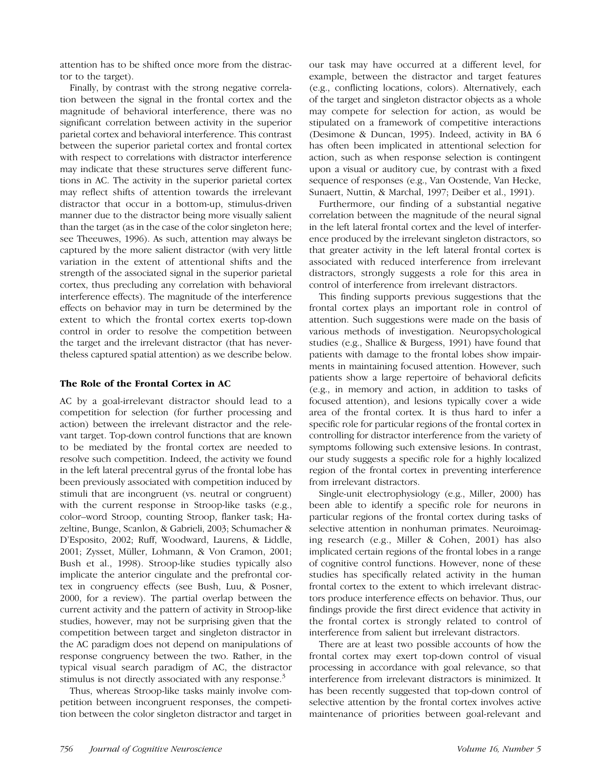attention has to be shifted once more from the distractor to the target).

Finally, by contrast with the strong negative correlation between the signal in the frontal cortex and the magnitude of behavioral interference, there was no significant correlation between activity in the superior parietal cortex and behavioral interference. This contrast between the superior parietal cortex and frontal cortex with respect to correlations with distractor interference may indicate that these structures serve different functions in AC. The activity in the superior parietal cortex may reflect shifts of attention towards the irrelevant distractor that occur in a bottom-up, stimulus-driven manner due to the distractor being more visually salient than the target (as in the case of the color singleton here; see Theeuwes, 1996). As such, attention may always be captured by the more salient distractor (with very little variation in the extent of attentional shifts and the strength of the associated signal in the superior parietal cortex, thus precluding any correlation with behavioral interference effects). The magnitude of the interference effects on behavior may in turn be determined by the extent to which the frontal cortex exerts top-down control in order to resolve the competition between the target and the irrelevant distractor (that has nevertheless captured spatial attention) as we describe below.

### The Role of the Frontal Cortex in AC

AC by a goal-irrelevant distractor should lead to a competition for selection (for further processing and action) between the irrelevant distractor and the relevant target. Top-down control functions that are known to be mediated by the frontal cortex are needed to resolve such competition. Indeed, the activity we found in the left lateral precentral gyrus of the frontal lobe has been previously associated with competition induced by stimuli that are incongruent (vs. neutral or congruent) with the current response in Stroop-like tasks (e.g., color–word Stroop, counting Stroop, flanker task; Hazeltine, Bunge, Scanlon, & Gabrieli, 2003; Schumacher & D'Esposito, 2002; Ruff, Woodward, Laurens, & Liddle, 2001; Zysset, Müller, Lohmann, & Von Cramon, 2001; Bush et al., 1998). Stroop-like studies typically also implicate the anterior cingulate and the prefrontal cortex in congruency effects (see Bush, Luu, & Posner, 2000, for a review). The partial overlap between the current activity and the pattern of activity in Stroop-like studies, however, may not be surprising given that the competition between target and singleton distractor in the AC paradigm does not depend on manipulations of response congruency between the two. Rather, in the typical visual search paradigm of AC, the distractor stimulus is not directly associated with any response.[3]

Thus, whereas Stroop-like tasks mainly involve competition between incongruent responses, the competition between the color singleton distractor and target in our task may have occurred at a different level, for example, between the distractor and target features (e.g., conflicting locations, colors). Alternatively, each of the target and singleton distractor objects as a whole may compete for selection for action, as would be stipulated on a framework of competitive interactions (Desimone & Duncan, 1995). Indeed, activity in BA 6 has often been implicated in attentional selection for action, such as when response selection is contingent upon a visual or auditory cue, by contrast with a fixed sequence of responses (e.g., Van Oostende, Van Hecke, Sunaert, Nuttin, & Marchal, 1997; Deiber et al., 1991).

Furthermore, our finding of a substantial negative correlation between the magnitude of the neural signal in the left lateral frontal cortex and the level of interference produced by the irrelevant singleton distractors, so that greater activity in the left lateral frontal cortex is associated with reduced interference from irrelevant distractors, strongly suggests a role for this area in control of interference from irrelevant distractors.

This finding supports previous suggestions that the frontal cortex plays an important role in control of attention. Such suggestions were made on the basis of various methods of investigation. Neuropsychological studies (e.g., Shallice & Burgess, 1991) have found that patients with damage to the frontal lobes show impairments in maintaining focused attention. However, such patients show a large repertoire of behavioral deficits (e.g., in memory and action, in addition to tasks of focused attention), and lesions typically cover a wide area of the frontal cortex. It is thus hard to infer a specific role for particular regions of the frontal cortex in controlling for distractor interference from the variety of symptoms following such extensive lesions. In contrast, our study suggests a specific role for a highly localized region of the frontal cortex in preventing interference from irrelevant distractors.

Single-unit electrophysiology (e.g., Miller, 2000) has been able to identify a specific role for neurons in particular regions of the frontal cortex during tasks of selective attention in nonhuman primates. Neuroimaging research (e.g., Miller & Cohen, 2001) has also implicated certain regions of the frontal lobes in a range of cognitive control functions. However, none of these studies has specifically related activity in the human frontal cortex to the extent to which irrelevant distractors produce interference effects on behavior. Thus, our findings provide the first direct evidence that activity in the frontal cortex is strongly related to control of interference from salient but irrelevant distractors.

There are at least two possible accounts of how the frontal cortex may exert top-down control of visual processing in accordance with goal relevance, so that interference from irrelevant distractors is minimized. It has been recently suggested that top-down control of selective attention by the frontal cortex involves active maintenance of priorities between goal-relevant and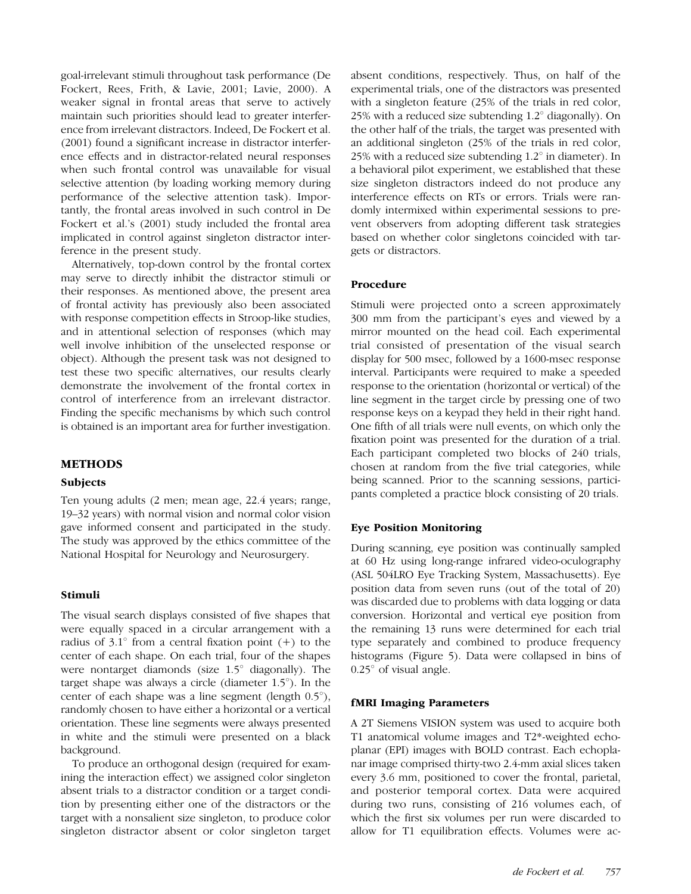goal-irrelevant stimuli throughout task performance (De Fockert, Rees, Frith, & Lavie, 2001; Lavie, 2000). A weaker signal in frontal areas that serve to actively maintain such priorities should lead to greater interference from irrelevant distractors. Indeed, De Fockert et al. (2001) found a significant increase in distractor interference effects and in distractor-related neural responses when such frontal control was unavailable for visual selective attention (by loading working memory during performance of the selective attention task). Importantly, the frontal areas involved in such control in De Fockert et al.'s (2001) study included the frontal area implicated in control against singleton distractor interference in the present study.

Alternatively, top-down control by the frontal cortex may serve to directly inhibit the distractor stimuli or their responses. As mentioned above, the present area of frontal activity has previously also been associated with response competition effects in Stroop-like studies, and in attentional selection of responses (which may well involve inhibition of the unselected response or object). Although the present task was not designed to test these two specific alternatives, our results clearly demonstrate the involvement of the frontal cortex in control of interference from an irrelevant distractor. Finding the specific mechanisms by which such control is obtained is an important area for further investigation.

## METHODS

### Subjects

Ten young adults (2 men; mean age, 22.4 years; range, 19–32 years) with normal vision and normal color vision gave informed consent and participated in the study. The study was approved by the ethics committee of the National Hospital for Neurology and Neurosurgery.

### Stimuli

The visual search displays consisted of five shapes that were equally spaced in a circular arrangement with a radius of 3.1° from a central fixation point (+) to the center of each shape. On each trial, four of the shapes were nontarget diamonds (size 1.5° diagonally). The target shape was always a circle (diameter 1.5°). In the center of each shape was a line segment (length 0.5°), randomly chosen to have either a horizontal or a vertical orientation. These line segments were always presented in white and the stimuli were presented on a black background.

To produce an orthogonal design (required for examining the interaction effect) we assigned color singleton absent trials to a distractor condition or a target condition by presenting either one of the distractors or the target with a nonsalient size singleton, to produce color singleton distractor absent or color singleton target absent conditions, respectively. Thus, on half of the experimental trials, one of the distractors was presented with a singleton feature (25% of the trials in red color, 25% with a reduced size subtending 1.2° diagonally). On the other half of the trials, the target was presented with an additional singleton (25% of the trials in red color, 25% with a reduced size subtending 1.2° in diameter). In a behavioral pilot experiment, we established that these size singleton distractors indeed do not produce any interference effects on RTs or errors. Trials were randomly intermixed within experimental sessions to prevent observers from adopting different task strategies based on whether color singletons coincided with targets or distractors.

### Procedure

Stimuli were projected onto a screen approximately 300 mm from the participant's eyes and viewed by a mirror mounted on the head coil. Each experimental trial consisted of presentation of the visual search display for 500 msec, followed by a 1600-msec response interval. Participants were required to make a speeded response to the orientation (horizontal or vertical) of the line segment in the target circle by pressing one of two response keys on a keypad they held in their right hand. One fifth of all trials were null events, on which only the fixation point was presented for the duration of a trial. Each participant completed two blocks of 240 trials, chosen at random from the five trial categories, while being scanned. Prior to the scanning sessions, participants completed a practice block consisting of 20 trials.

### Eye Position Monitoring

During scanning, eye position was continually sampled at 60 Hz using long-range infrared video-oculography (ASL 504LRO Eye Tracking System, Massachusetts). Eye position data from seven runs (out of the total of 20) was discarded due to problems with data logging or data conversion. Horizontal and vertical eye position from the remaining 13 runs were determined for each trial type separately and combined to produce frequency histograms (Figure 5). Data were collapsed in bins of 0.25° of visual angle.

### fMRI Imaging Parameters

A 2T Siemens VISION system was used to acquire both T1 anatomical volume images and T2*-weighted echoplanar (EPI) images with BOLD contrast. Each echoplanar image comprised thirty-two 2.4-mm axial slices taken every 3.6 mm, positioned to cover the frontal, parietal, and posterior temporal cortex. Data were acquired during two runs, consisting of 216 volumes each, of which the first six volumes per run were discarded to allow for T1 equilibration effects. Volumes were ac-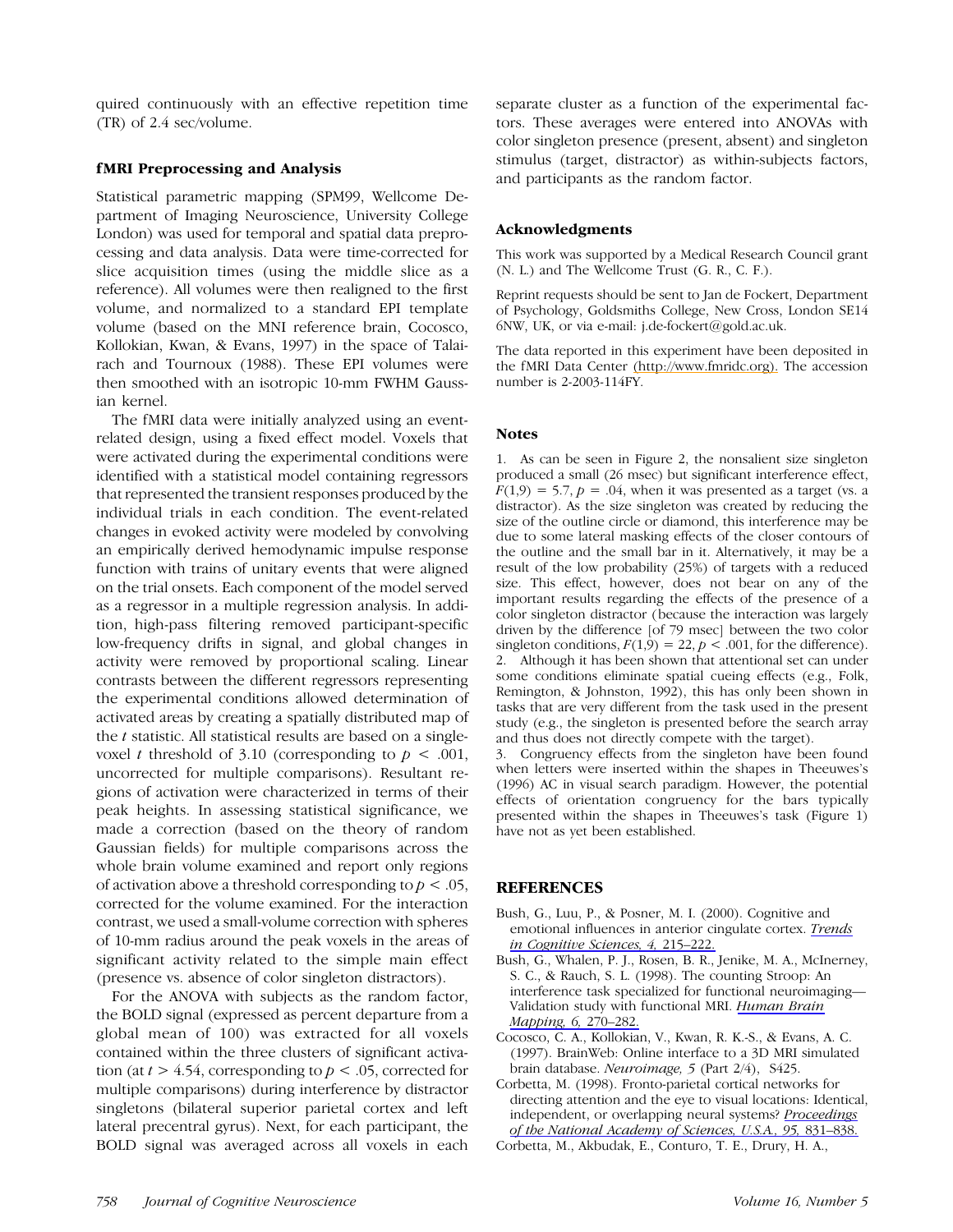quired continuously with an effective repetition time (TR) of 2.4 sec/volume.

### fMRI Preprocessing and Analysis

Statistical parametric mapping (SPM99, Wellcome Department of Imaging Neuroscience, University College London) was used for temporal and spatial data preprocessing and data analysis. Data were time-corrected for slice acquisition times (using the middle slice as a reference). All volumes were then realigned to the first volume, and normalized to a standard EPI template volume (based on the MNI reference brain, Cocosco, Kollokian, Kwan, & Evans, 1997) in the space of Talairach and Tournoux (1988). These EPI volumes were then smoothed with an isotropic 10-mm FWHM Gaussian kernel.

The fMRI data were initially analyzed using an event-related design, using a fixed effect model. Voxels that were activated during the experimental conditions were identified with a statistical model containing regressors that represented the transient responses produced by the individual trials in each condition. The event-related changes in evoked activity were modeled by convolving an empirically derived hemodynamic impulse response function with trains of unitary events that were aligned on the trial onsets. Each component of the model served as a regressor in a multiple regression analysis. In addition, high-pass filtering removed participant-specific low-frequency drifts in signal, and global changes in activity were removed by proportional scaling. Linear contrasts between the different regressors representing the experimental conditions allowed determination of activated areas by creating a spatially distributed map of the $t$ statistic. All statistical results are based on a single-voxel $t$ threshold of 3.10 (corresponding to $p < .001$, uncorrected for multiple comparisons). Resultant regions of activation were characterized in terms of their peak heights. In assessing statistical significance, we made a correction (based on the theory of random Gaussian fields) for multiple comparisons across the whole brain volume examined and report only regions of activation above a threshold corresponding to $p < .05$, corrected for the volume examined. For the interaction contrast, we used a small-volume correction with spheres of 10-mm radius around the peak voxels in the areas of significant activity related to the simple main effect (presence vs. absence of color singleton distractors).

For the ANOVA with subjects as the random factor, the BOLD signal (expressed as percent departure from a global mean of 100) was extracted for all voxels contained within the three clusters of significant activation (at $t > 4.54$, corresponding to $p < .05$, corrected for multiple comparisons) during interference by distractor singletons (bilateral superior parietal cortex and left lateral precentral gyrus). Next, for each participant, the BOLD signal was averaged across all voxels in each separate cluster as a function of the experimental factors. These averages were entered into ANOVAs with color singleton presence (present, absent) and singleton stimulus (target, distractor) as within-subjects factors, and participants as the random factor.

### Acknowledgments

This work was supported by a Medical Research Council grant (N. L.) and The Wellcome Trust (G. R., C. F.).

Reprint requests should be sent to Jan de Fockert, Department of Psychology, Goldsmiths College, New Cross, London SE14 6NW, UK, or via e-mail: j.de-fockert@gold.ac.uk.

The data reported in this experiment have been deposited in the fMRI Data Center (http://www.fmridc.org). The accession number is 2-2003-114FY.

### Notes

1. As can be seen in Figure 2, the nonsalient size singleton produced a small (26 msec) but significant interference effect, $F(1,9) = 5.7$, $p = .04$, when it was presented as a target (vs. a distractor). As the size singleton was created by reducing the size of the outline circle or diamond, this interference may be due to some lateral masking effects of the closer contours of the outline and the small bar in it. Alternatively, it may be a result of the low probability (25%) of targets with a reduced size. This effect, however, does not bear on any of the important results regarding the effects of the presence of a color singleton distractor (because the interaction was largely driven by the difference [of 79 msec] between the two color singleton conditions, $F(1,9) = 22$, $p < .001$, for the difference).
2. Although it has been shown that attentional set can under some conditions eliminate spatial cueing effects (e.g., Folk, Remington, & Johnston, 1992), this has only been shown in tasks that are very different from the task used in the present study (e.g., the singleton is presented before the search array and thus does not directly compete with the target).
3. Congruency effects from the singleton have been found when letters were inserted within the shapes in Theeuwes's (1996) AC in visual search paradigm. However, the potential effects of orientation congruency for the bars typically presented within the shapes in Theeuwes's task (Figure 1) have not as yet been established.

## REFERENCES

Bush, G., Luu, P., & Posner, M. I. (2000). Cognitive and emotional influences in anterior cingulate cortex. *Trends in Cognitive Sciences, 4,* 215–222.

Bush, G., Whalen, P. J., Rosen, B. R., Jenike, M. A., McInerney, S. C., & Rauch, S. L. (1998). The counting Stroop: An interference task specialized for functional neuroimaging—Validation study with functional MRI. *Human Brain Mapping, 6,* 270–282.

Cocosco, C. A., Kollokian, V., Kwan, R. K.-S., & Evans, A. C. (1997). BrainWeb: Online interface to a 3D MRI simulated brain database. *Neuroimage, 5* (Part 2/4), S425.

Corbetta, M. (1998). Fronto-parietal cortical networks for directing attention and the eye to visual locations: Identical, independent, or overlapping neural systems? *Proceedings of the National Academy of Sciences, U.S.A., 95,* 831–838.

Corbetta, M., Akbudak, E., Conturo, T. E., Drury, H. A.,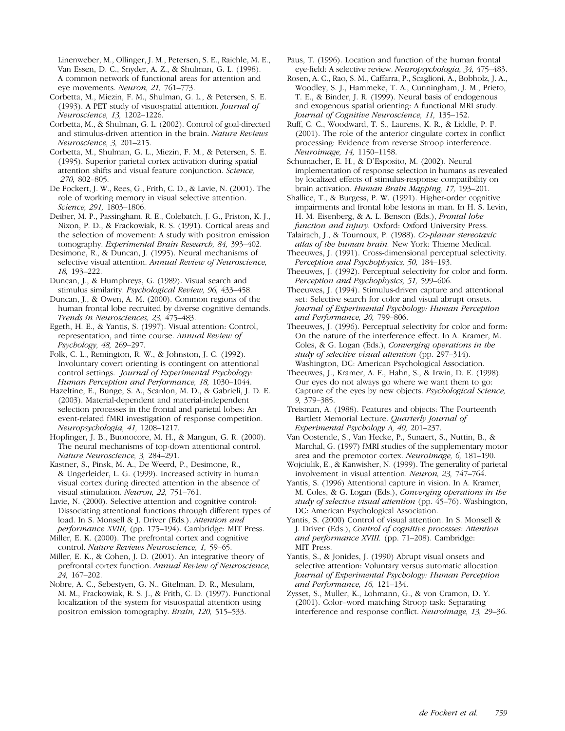Linenweber, M., Ollinger, J. M., Petersen, S. E., Raichle, M. E., Van Essen, D. C., Snyder, A. Z., & Shulman, G. L. (1998). A common network of functional areas for attention and eye movements. *Neuron, 21,* 761–773.

Corbetta, M., Miezin, F. M., Shulman, G. L., & Petersen, S. E. (1993). A PET study of visuospatial attention. *Journal of Neuroscience, 13,* 1202–1226.

Corbetta, M., & Shulman, G. L. (2002). Control of goal-directed and stimulus-driven attention in the brain. *Nature Reviews Neuroscience, 3,* 201–215.

Corbetta, M., Shulman, G. L., Miezin, F. M., & Petersen, S. E. (1995). Superior parietal cortex activation during spatial attention shifts and visual feature conjunction. *Science, 270,* 802–805.

De Fockert, J. W., Rees, G., Frith, C. D., & Lavie, N. (2001). The role of working memory in visual selective attention. *Science, 291,* 1803–1806.

Deiber, M. P., Passingham, R. E., Colebatch, J. G., Friston, K. J., Nixon, P. D., & Frackowiak, R. S. (1991). Cortical areas and the selection of movement: A study with positron emission tomography. *Experimental Brain Research, 84,* 393–402.

Desimone, R., & Duncan, J. (1995). Neural mechanisms of selective visual attention. *Annual Review of Neuroscience, 18,* 193–222.

Duncan, J., & Humphreys, G. (1989). Visual search and stimulus similarity. *Psychological Review, 96,* 433–458.

Duncan, J., & Owen, A. M. (2000). Common regions of the human frontal lobe recruited by diverse cognitive demands. *Trends in Neurosciences, 23,* 475–483.

Egeth, H. E., & Yantis, S. (1997). Visual attention: Control, representation, and time course. *Annual Review of Psychology, 48,* 269–297.

Folk, C. L., Remington, R. W., & Johnston, J. C. (1992). Involuntary covert orienting is contingent on attentional control settings. *Journal of Experimental Psychology: Human Perception and Performance, 18,* 1030–1044.

Hazeltine, E., Bunge, S. A., Scanlon, M. D., & Gabrieli, J. D. E. (2003). Material-dependent and material-independent selection processes in the frontal and parietal lobes: An event-related fMRI investigation of response competition. *Neuropsychologia, 41,* 1208–1217.

Hopfinger, J. B., Buonocore, M. H., & Mangun, G. R. (2000). The neural mechanisms of top-down attentional control. *Nature Neuroscience, 3,* 284–291.

Kastner, S., Pinsk, M. A., De Weerd, P., Desimone, R., & Ungerleider, L. G. (1999). Increased activity in human visual cortex during directed attention in the absence of visual stimulation. *Neuron, 22,* 751–761.

Lavie, N. (2000). Selective attention and cognitive control: Dissociating attentional functions through different types of load. In S. Monsell & J. Driver (Eds.). *Attention and performance XVIII,* (pp. 175–194). Cambridge: MIT Press.

Miller, E. K. (2000). The prefrontal cortex and cognitive control. *Nature Reviews Neuroscience, 1,* 59–65.

Miller, E. K., & Cohen, J. D. (2001). An integrative theory of prefrontal cortex function. *Annual Review of Neuroscience, 24,* 167–202.

Nobre, A. C., Sebestyen, G. N., Gitelman, D. R., Mesulam, M. M., Frackowiak, R. S. J., & Frith, C. D. (1997). Functional localization of the system for visuospatial attention using positron emission tomography. *Brain, 120,* 515–533.

Paus, T. (1996). Location and function of the human frontal eye-field: A selective review. *Neuropsychologia, 34,* 475–483.

Rosen, A. C., Rao, S. M., Caffarra, P., Scaglioni, A., Bobholz, J. A., Woodley, S. J., Hammeke, T. A., Cunningham, J. M., Prieto, T. E., & Binder, J. R. (1999). Neural basis of endogenous and exogenous spatial orienting: A functional MRI study. *Journal of Cognitive Neuroscience, 11,* 135–152.

Ruff, C. C., Woodward, T. S., Laurens, K. R., & Liddle, P. F. (2001). The role of the anterior cingulate cortex in conflict processing: Evidence from reverse Stroop interference. *Neuroimage, 14,* 1150–1158.

Schumacher, E. H., & D'Esposito, M. (2002). Neural implementation of response selection in humans as revealed by localized effects of stimulus-response compatibility on brain activation. *Human Brain Mapping, 17,* 193–201.

Shallice, T., & Burgess, P. W. (1991). Higher-order cognitive impairments and frontal lobe lesions in man. In H. S. Levin, H. M. Eisenberg, & A. L. Benson (Eds.), *Frontal lobe function and injury.* Oxford: Oxford University Press.

Talairach, J., & Tournoux, P. (1988). *Co-planar stereotaxic atlas of the human brain.* New York: Thieme Medical.

Theeuwes, J. (1991). Cross-dimensional perceptual selectivity. *Perception and Psychophysics, 50,* 184–193.

Theeuwes, J. (1992). Perceptual selectivity for color and form. *Perception and Psychophysics, 51,* 599–606.

Theeuwes, J. (1994). Stimulus-driven capture and attentional set: Selective search for color and visual abrupt onsets. *Journal of Experimental Psychology: Human Perception and Performance, 20,* 799–806.

Theeuwes, J. (1996). Perceptual selectivity for color and form: On the nature of the interference effect. In A. Kramer, M. Coles, & G. Logan (Eds.), *Converging operations in the study of selective visual attention* (pp. 297–314). Washington, DC: American Psychological Association.

Theeuwes, J., Kramer, A. F., Hahn, S., & Irwin, D. E. (1998). Our eyes do not always go where we want them to go: Capture of the eyes by new objects. *Psychological Science, 9,* 379–385.

Treisman, A. (1988). Features and objects: The Fourteenth Bartlett Memorial Lecture. *Quarterly Journal of Experimental Psychology A, 40,* 201–237.

Van Oostende, S., Van Hecke, P., Sunaert, S., Nuttin, B., & Marchal, G. (1997) fMRI studies of the supplementary motor area and the premotor cortex. *Neuroimage, 6,* 181–190.

Wojciulik, E., & Kanwisher, N. (1999). The generality of parietal involvement in visual attention. *Neuron, 23,* 747–764.

Yantis, S. (1996) Attentional capture in vision. In A. Kramer, M. Coles, & G. Logan (Eds.), *Converging operations in the study of selective visual attention* (pp. 45–76). Washington, DC: American Psychological Association.

Yantis, S. (2000) Control of visual attention. In S. Monsell & J. Driver (Eds.), *Control of cognitive processes: Attention and performance XVIII.* (pp. 71–208). Cambridge: MIT Press.

Yantis, S., & Jonides, J. (1990) Abrupt visual onsets and selective attention: Voluntary versus automatic allocation. *Journal of Experimental Psychology: Human Perception and Performance, 16,* 121–134.

Zysset, S., Muller, K., Lohmann, G., & von Cramon, D. Y. (2001). Color–word matching Stroop task: Separating interference and response conflict. *Neuroimage, 13,* 29–36.